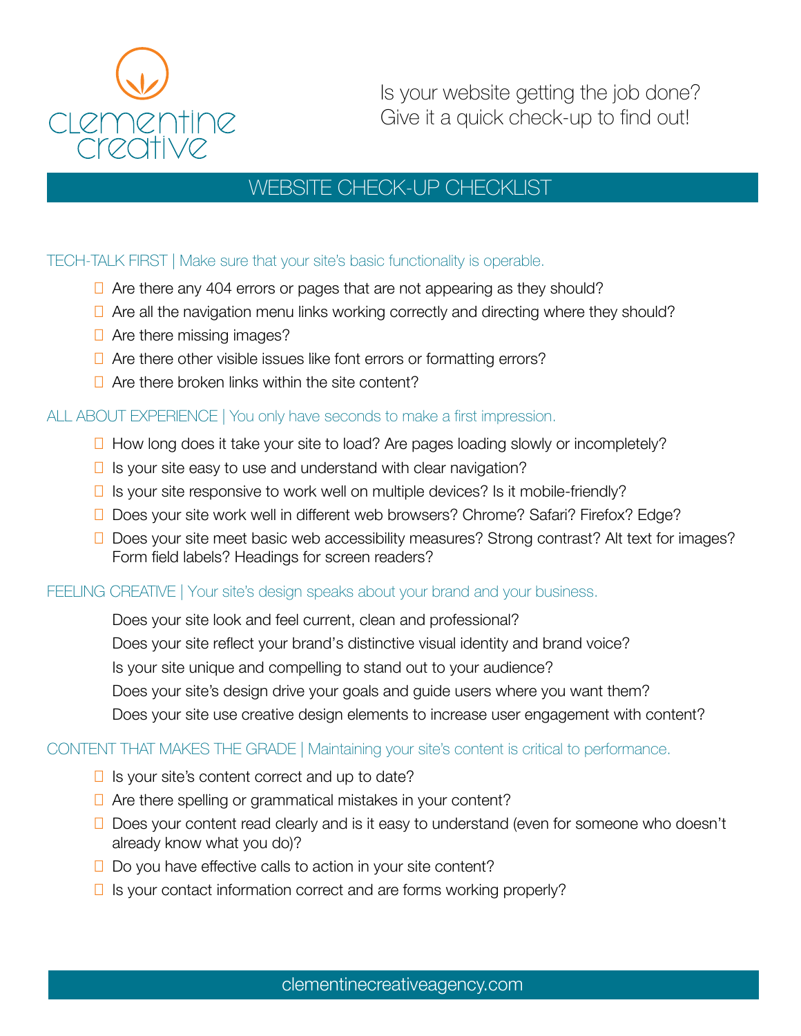clementine creative

Is your website getting the job done?
Give it a quick check-up to find out!

# WEBSITE CHECK-UP CHECKLIST

## TECH-TALK FIRST | Make sure that your site's basic functionality is operable.

- ☐ Are there any 404 errors or pages that are not appearing as they should?
- ☐ Are all the navigation menu links working correctly and directing where they should?
- ☐ Are there missing images?
- ☐ Are there other visible issues like font errors or formatting errors?
- ☐ Are there broken links within the site content?

## ALL ABOUT EXPERIENCE | You only have seconds to make a first impression.

- ☐ How long does it take your site to load? Are pages loading slowly or incompletely?
- ☐ Is your site easy to use and understand with clear navigation?
- ☐ Is your site responsive to work well on multiple devices? Is it mobile-friendly?
- ☐ Does your site work well in different web browsers? Chrome? Safari? Firefox? Edge?
- ☐ Does your site meet basic web accessibility measures? Strong contrast? Alt text for images? Form field labels? Headings for screen readers?

## FEELING CREATIVE | Your site's design speaks about your brand and your business.

- Does your site look and feel current, clean and professional?
- Does your site reflect your brand's distinctive visual identity and brand voice?
- Is your site unique and compelling to stand out to your audience?
- Does your site's design drive your goals and guide users where you want them?
- Does your site use creative design elements to increase user engagement with content?

## CONTENT THAT MAKES THE GRADE | Maintaining your site's content is critical to performance.

- ☐ Is your site's content correct and up to date?
- ☐ Are there spelling or grammatical mistakes in your content?
- ☐ Does your content read clearly and is it easy to understand (even for someone who doesn't already know what you do)?
- ☐ Do you have effective calls to action in your site content?
- ☐ Is your contact information correct and are forms working properly?

clementinecreativeagency.com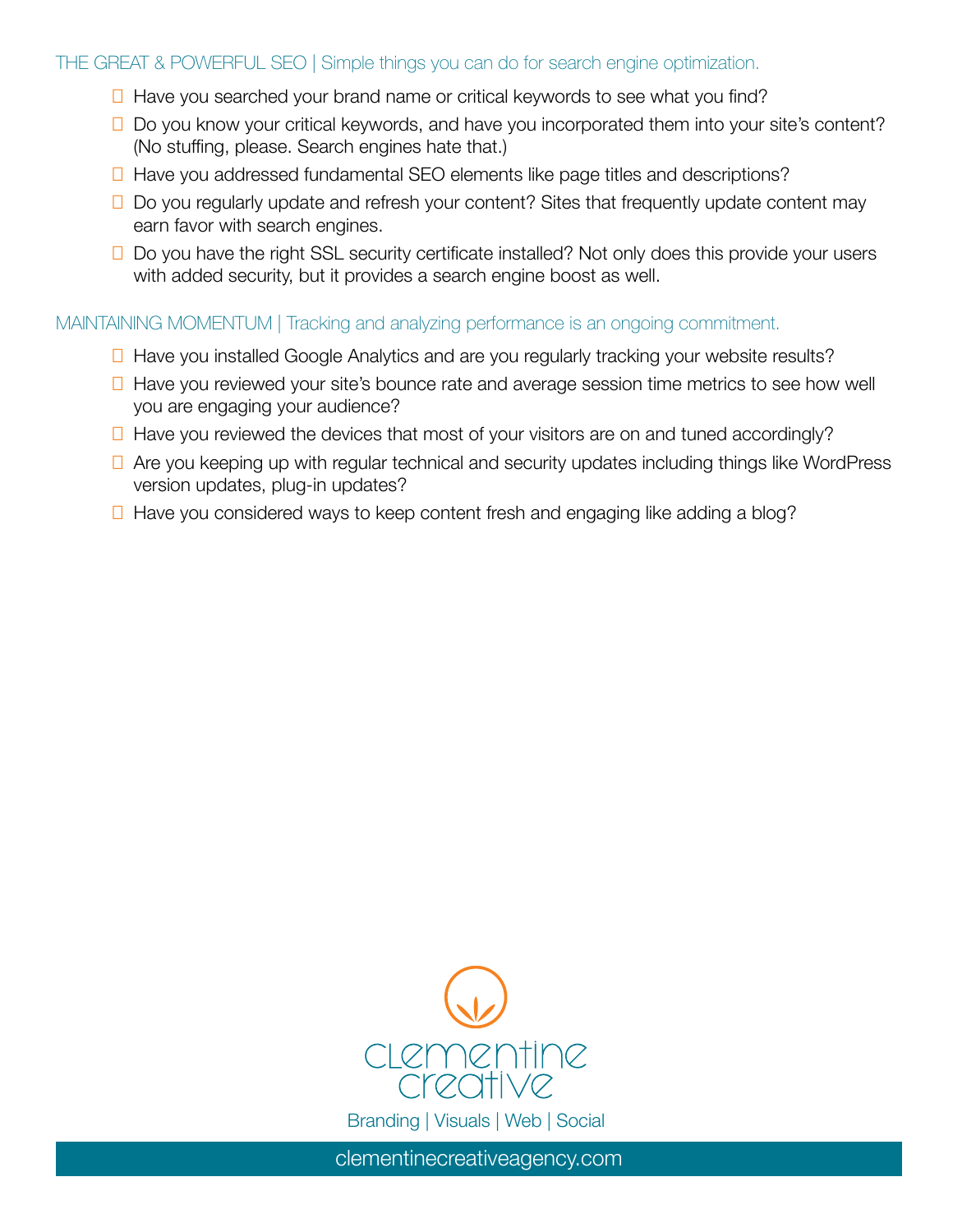THE GREAT & POWERFUL SEO | Simple things you can do for search engine optimization.

- [ ] Have you searched your brand name or critical keywords to see what you find?
- [ ] Do you know your critical keywords, and have you incorporated them into your site's content? (No stuffing, please. Search engines hate that.)
- [ ] Have you addressed fundamental SEO elements like page titles and descriptions?
- [ ] Do you regularly update and refresh your content? Sites that frequently update content may earn favor with search engines.
- [ ] Do you have the right SSL security certificate installed? Not only does this provide your users with added security, but it provides a search engine boost as well.

MAINTAINING MOMENTUM | Tracking and analyzing performance is an ongoing commitment.

- [ ] Have you installed Google Analytics and are you regularly tracking your website results?
- [ ] Have you reviewed your site's bounce rate and average session time metrics to see how well you are engaging your audience?
- [ ] Have you reviewed the devices that most of your visitors are on and tuned accordingly?
- [ ] Are you keeping up with regular technical and security updates including things like WordPress version updates, plug-in updates?
- [ ] Have you considered ways to keep content fresh and engaging like adding a blog?

clementine creative

Branding | Visuals | Web | Social

clementinecreativeagency.com